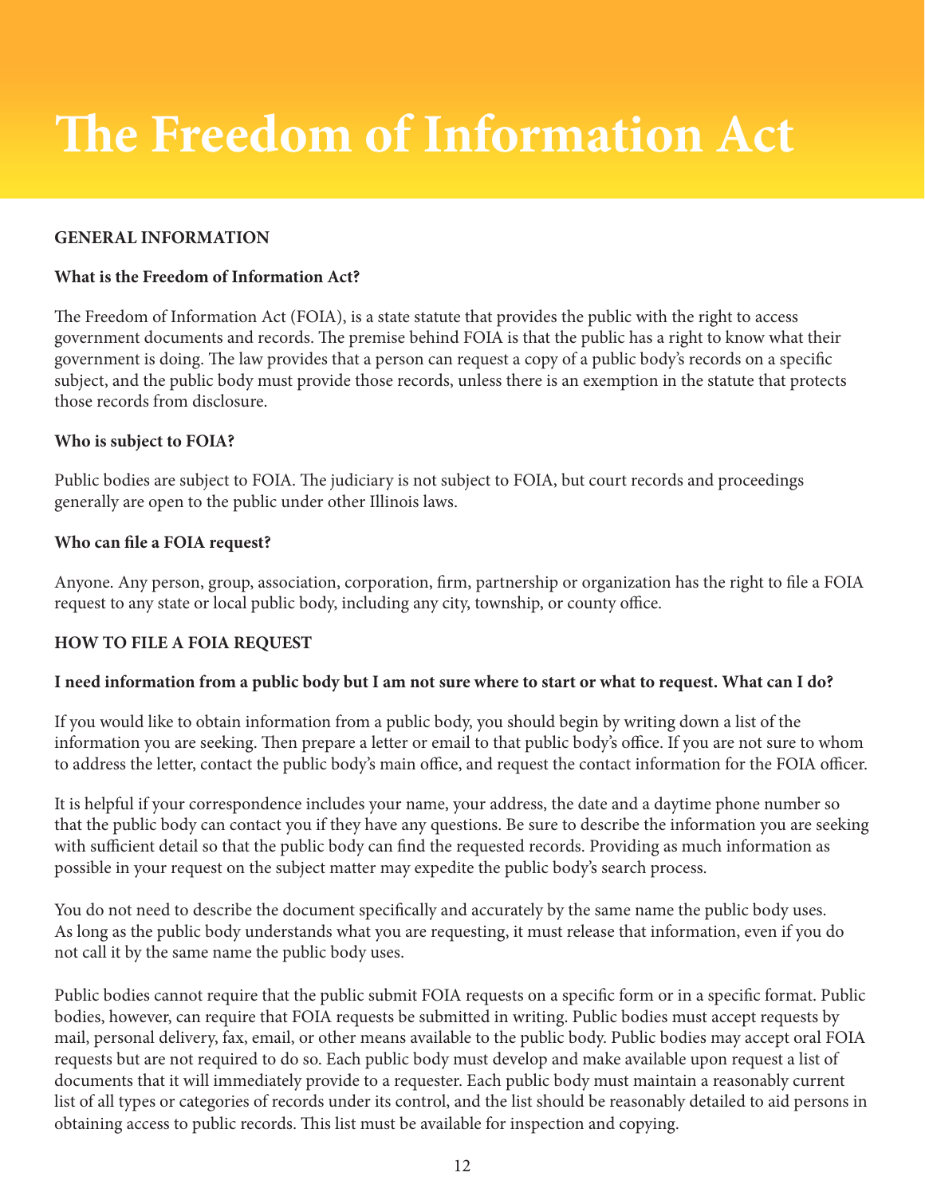# The Freedom of Information Act

## GENERAL INFORMATION

### What is the Freedom of Information Act?

The Freedom of Information Act (FOIA), is a state statute that provides the public with the right to access government documents and records. The premise behind FOIA is that the public has a right to know what their government is doing. The law provides that a person can request a copy of a public body's records on a specific subject, and the public body must provide those records, unless there is an exemption in the statute that protects those records from disclosure.

### Who is subject to FOIA?

Public bodies are subject to FOIA. The judiciary is not subject to FOIA, but court records and proceedings generally are open to the public under other Illinois laws.

### Who can file a FOIA request?

Anyone. Any person, group, association, corporation, firm, partnership or organization has the right to file a FOIA request to any state or local public body, including any city, township, or county office.

## HOW TO FILE A FOIA REQUEST

### I need information from a public body but I am not sure where to start or what to request. What can I do?

If you would like to obtain information from a public body, you should begin by writing down a list of the information you are seeking. Then prepare a letter or email to that public body's office. If you are not sure to whom to address the letter, contact the public body's main office, and request the contact information for the FOIA officer.

It is helpful if your correspondence includes your name, your address, the date and a daytime phone number so that the public body can contact you if they have any questions. Be sure to describe the information you are seeking with sufficient detail so that the public body can find the requested records. Providing as much information as possible in your request on the subject matter may expedite the public body's search process.

You do not need to describe the document specifically and accurately by the same name the public body uses. As long as the public body understands what you are requesting, it must release that information, even if you do not call it by the same name the public body uses.

Public bodies cannot require that the public submit FOIA requests on a specific form or in a specific format. Public bodies, however, can require that FOIA requests be submitted in writing. Public bodies must accept requests by mail, personal delivery, fax, email, or other means available to the public body. Public bodies may accept oral FOIA requests but are not required to do so. Each public body must develop and make available upon request a list of documents that it will immediately provide to a requester. Each public body must maintain a reasonably current list of all types or categories of records under its control, and the list should be reasonably detailed to aid persons in obtaining access to public records. This list must be available for inspection and copying.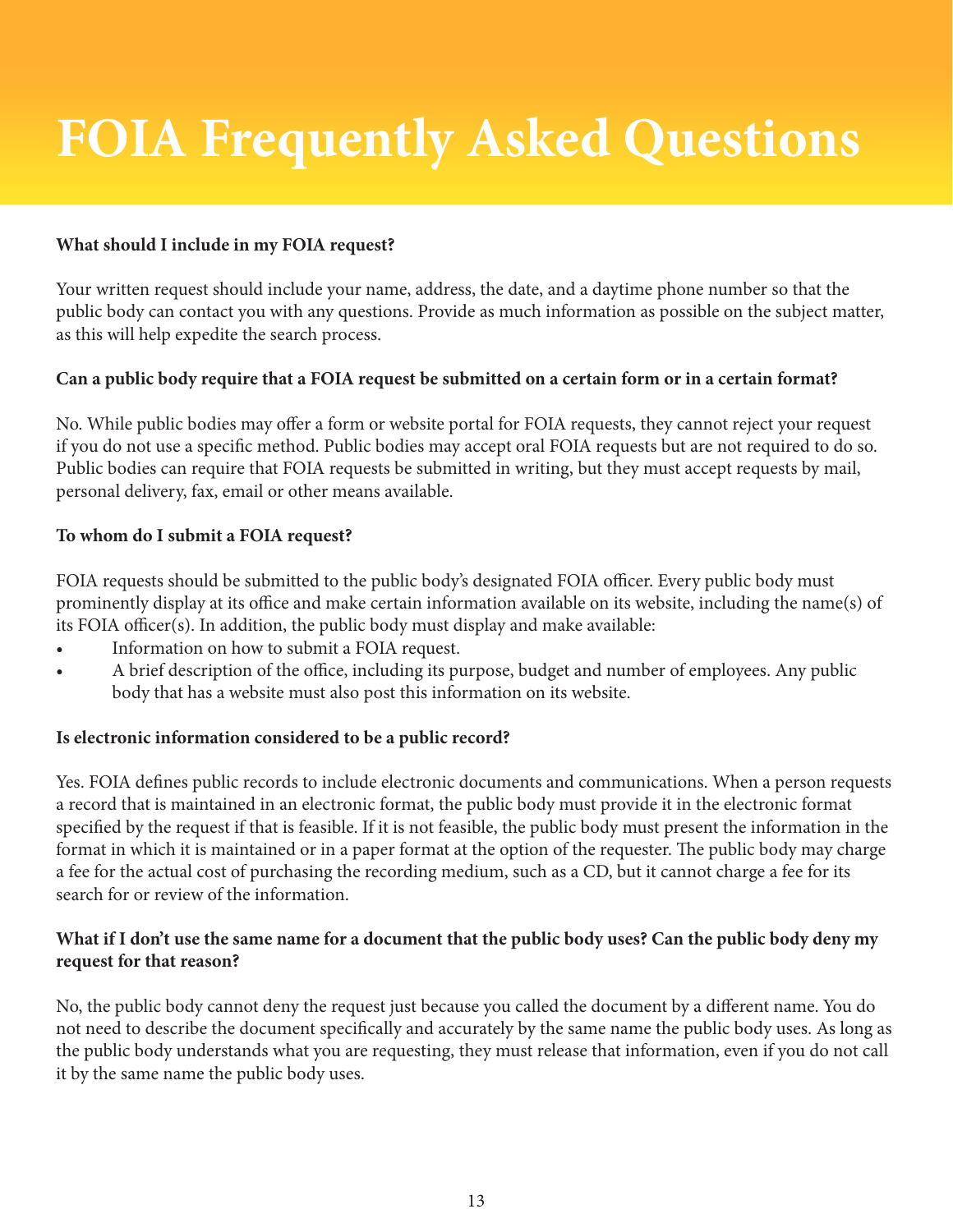# FOIA Frequently Asked Questions

**What should I include in my FOIA request?**

Your written request should include your name, address, the date, and a daytime phone number so that the public body can contact you with any questions. Provide as much information as possible on the subject matter, as this will help expedite the search process.

**Can a public body require that a FOIA request be submitted on a certain form or in a certain format?**

No. While public bodies may offer a form or website portal for FOIA requests, they cannot reject your request if you do not use a specific method. Public bodies may accept oral FOIA requests but are not required to do so. Public bodies can require that FOIA requests be submitted in writing, but they must accept requests by mail, personal delivery, fax, email or other means available.

**To whom do I submit a FOIA request?**

FOIA requests should be submitted to the public body's designated FOIA officer. Every public body must prominently display at its office and make certain information available on its website, including the name(s) of its FOIA officer(s). In addition, the public body must display and make available:

- Information on how to submit a FOIA request.
- A brief description of the office, including its purpose, budget and number of employees. Any public body that has a website must also post this information on its website.

**Is electronic information considered to be a public record?**

Yes. FOIA defines public records to include electronic documents and communications. When a person requests a record that is maintained in an electronic format, the public body must provide it in the electronic format specified by the request if that is feasible. If it is not feasible, the public body must present the information in the format in which it is maintained or in a paper format at the option of the requester. The public body may charge a fee for the actual cost of purchasing the recording medium, such as a CD, but it cannot charge a fee for its search for or review of the information.

**What if I don't use the same name for a document that the public body uses? Can the public body deny my request for that reason?**

No, the public body cannot deny the request just because you called the document by a different name. You do not need to describe the document specifically and accurately by the same name the public body uses. As long as the public body understands what you are requesting, they must release that information, even if you do not call it by the same name the public body uses.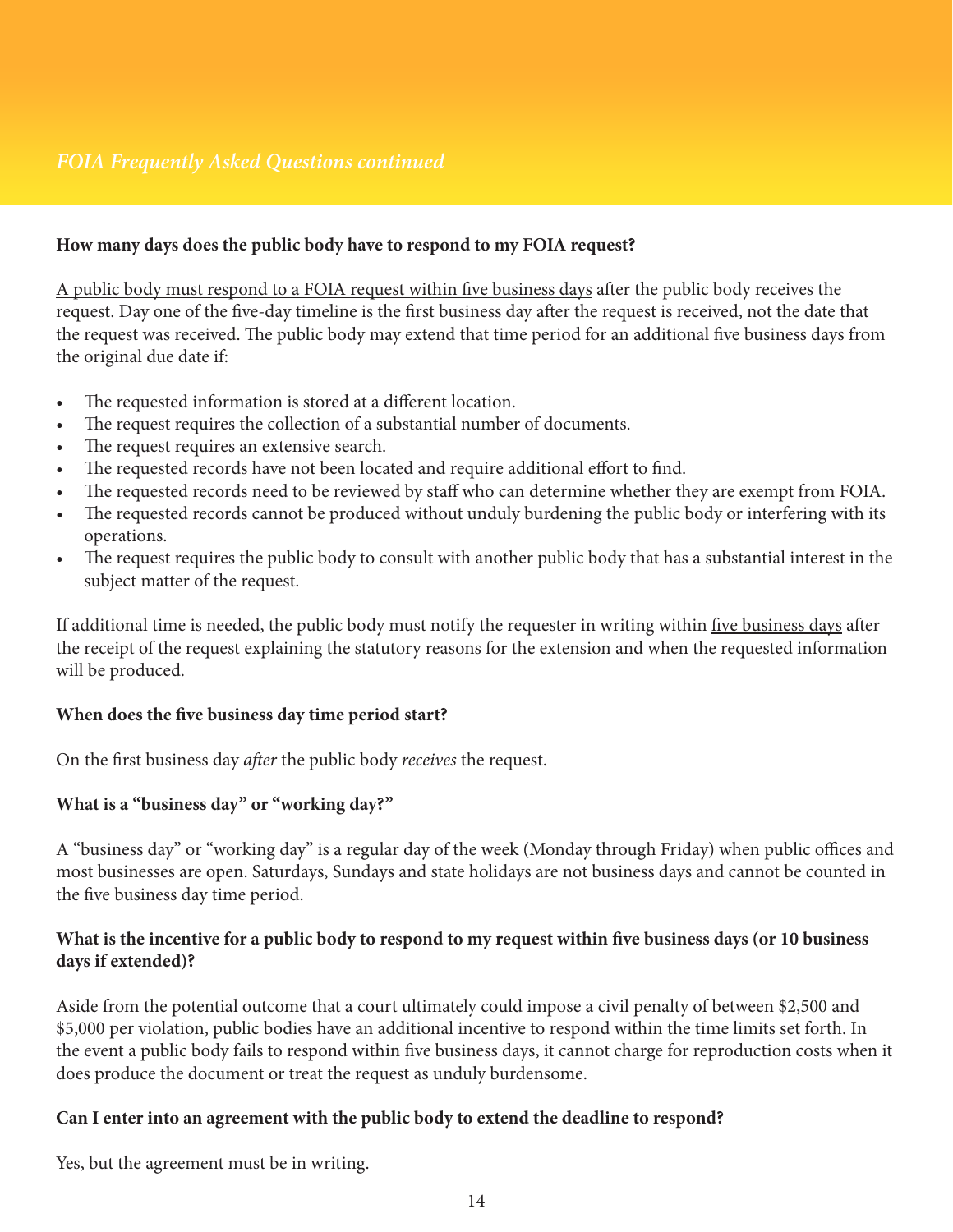*FOIA Frequently Asked Questions continued*

**How many days does the public body have to respond to my FOIA request?**

<u>A public body must respond to a FOIA request within five business days</u> after the public body receives the request. Day one of the five-day timeline is the first business day after the request is received, not the date that the request was received. The public body may extend that time period for an additional five business days from the original due date if:

- The requested information is stored at a different location.
- The request requires the collection of a substantial number of documents.
- The request requires an extensive search.
- The requested records have not been located and require additional effort to find.
- The requested records need to be reviewed by staff who can determine whether they are exempt from FOIA.
- The requested records cannot be produced without unduly burdening the public body or interfering with its operations.
- The request requires the public body to consult with another public body that has a substantial interest in the subject matter of the request.

If additional time is needed, the public body must notify the requester in writing within <u>five business days</u> after the receipt of the request explaining the statutory reasons for the extension and when the requested information will be produced.

**When does the five business day time period start?**

On the first business day *after* the public body *receives* the request.

**What is a "business day" or "working day?"**

A "business day" or "working day" is a regular day of the week (Monday through Friday) when public offices and most businesses are open. Saturdays, Sundays and state holidays are not business days and cannot be counted in the five business day time period.

**What is the incentive for a public body to respond to my request within five business days (or 10 business days if extended)?**

Aside from the potential outcome that a court ultimately could impose a civil penalty of between $2,500 and $5,000 per violation, public bodies have an additional incentive to respond within the time limits set forth. In the event a public body fails to respond within five business days, it cannot charge for reproduction costs when it does produce the document or treat the request as unduly burdensome.

**Can I enter into an agreement with the public body to extend the deadline to respond?**

Yes, but the agreement must be in writing.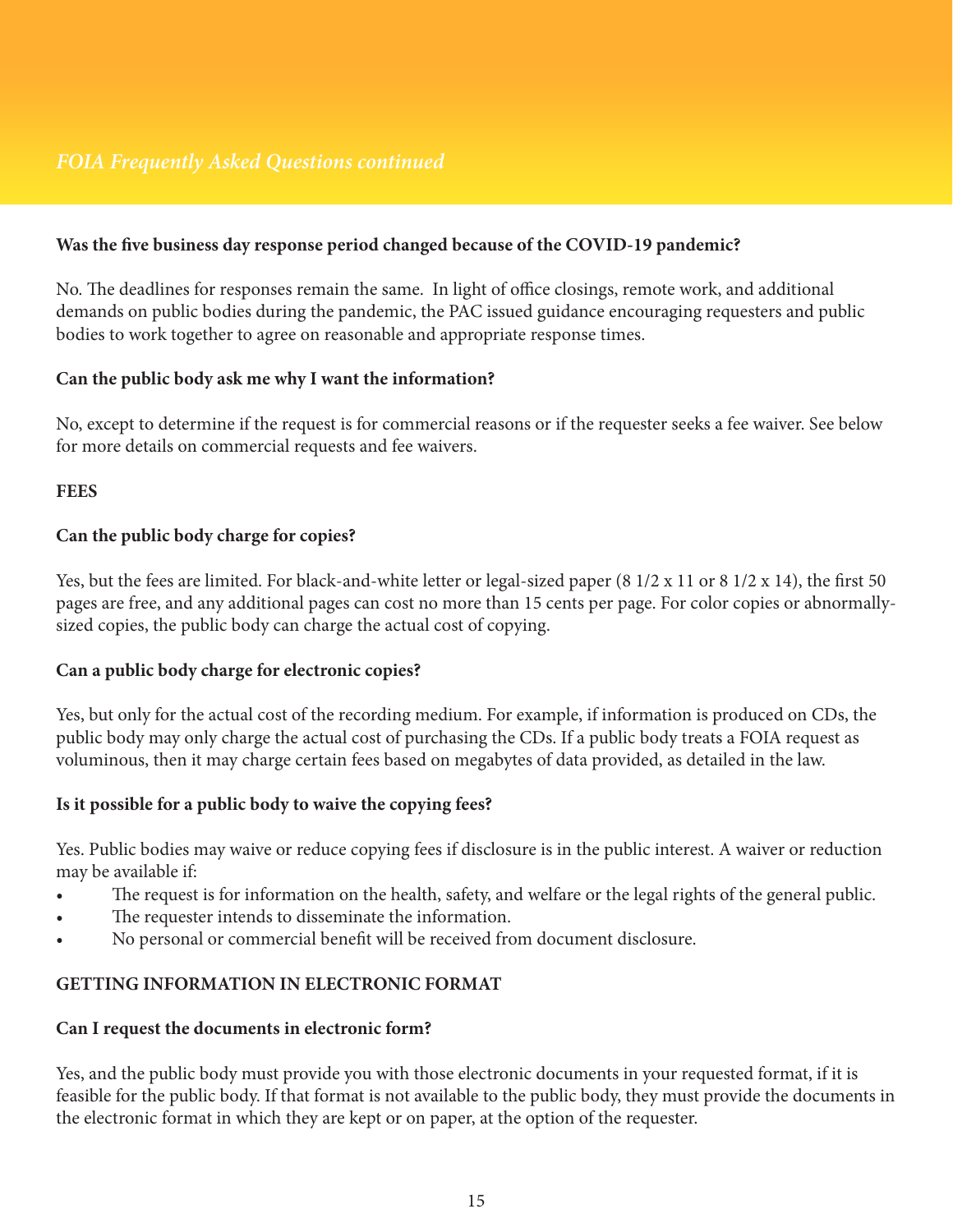### Was the five business day response period changed because of the COVID-19 pandemic?

No. The deadlines for responses remain the same. In light of office closings, remote work, and additional demands on public bodies during the pandemic, the PAC issued guidance encouraging requesters and public bodies to work together to agree on reasonable and appropriate response times.

### Can the public body ask me why I want the information?

No, except to determine if the request is for commercial reasons or if the requester seeks a fee waiver. See below for more details on commercial requests and fee waivers.

## FEES

### Can the public body charge for copies?

Yes, but the fees are limited. For black-and-white letter or legal-sized paper (8 1/2 x 11 or 8 1/2 x 14), the first 50 pages are free, and any additional pages can cost no more than 15 cents per page. For color copies or abnormally-sized copies, the public body can charge the actual cost of copying.

### Can a public body charge for electronic copies?

Yes, but only for the actual cost of the recording medium. For example, if information is produced on CDs, the public body may only charge the actual cost of purchasing the CDs. If a public body treats a FOIA request as voluminous, then it may charge certain fees based on megabytes of data provided, as detailed in the law.

### Is it possible for a public body to waive the copying fees?

Yes. Public bodies may waive or reduce copying fees if disclosure is in the public interest. A waiver or reduction may be available if:

- The request is for information on the health, safety, and welfare or the legal rights of the general public.
- The requester intends to disseminate the information.
- No personal or commercial benefit will be received from document disclosure.

## GETTING INFORMATION IN ELECTRONIC FORMAT

### Can I request the documents in electronic form?

Yes, and the public body must provide you with those electronic documents in your requested format, if it is feasible for the public body. If that format is not available to the public body, they must provide the documents in the electronic format in which they are kept or on paper, at the option of the requester.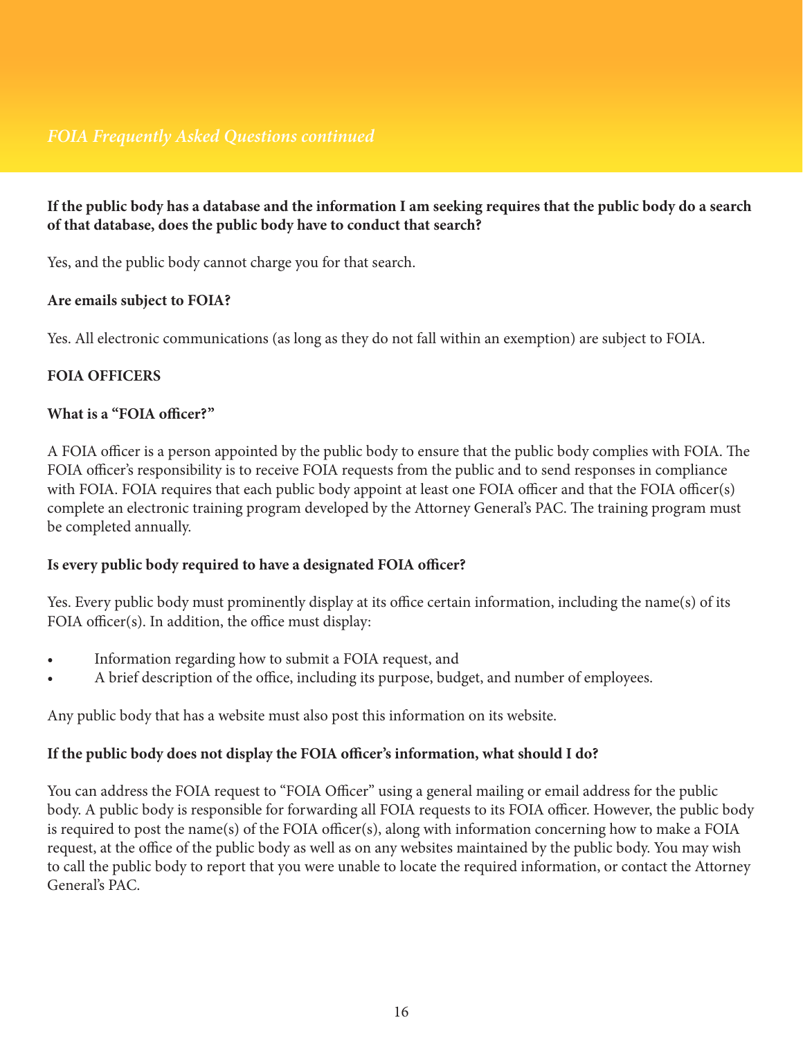*FOIA Frequently Asked Questions continued*

**If the public body has a database and the information I am seeking requires that the public body do a search of that database, does the public body have to conduct that search?**

Yes, and the public body cannot charge you for that search.

**Are emails subject to FOIA?**

Yes. All electronic communications (as long as they do not fall within an exemption) are subject to FOIA.

**FOIA OFFICERS**

**What is a "FOIA officer?"**

A FOIA officer is a person appointed by the public body to ensure that the public body complies with FOIA. The FOIA officer's responsibility is to receive FOIA requests from the public and to send responses in compliance with FOIA. FOIA requires that each public body appoint at least one FOIA officer and that the FOIA officer(s) complete an electronic training program developed by the Attorney General's PAC. The training program must be completed annually.

**Is every public body required to have a designated FOIA officer?**

Yes. Every public body must prominently display at its office certain information, including the name(s) of its FOIA officer(s). In addition, the office must display:

- Information regarding how to submit a FOIA request, and
- A brief description of the office, including its purpose, budget, and number of employees.

Any public body that has a website must also post this information on its website.

**If the public body does not display the FOIA officer's information, what should I do?**

You can address the FOIA request to "FOIA Officer" using a general mailing or email address for the public body. A public body is responsible for forwarding all FOIA requests to its FOIA officer. However, the public body is required to post the name(s) of the FOIA officer(s), along with information concerning how to make a FOIA request, at the office of the public body as well as on any websites maintained by the public body. You may wish to call the public body to report that you were unable to locate the required information, or contact the Attorney General's PAC.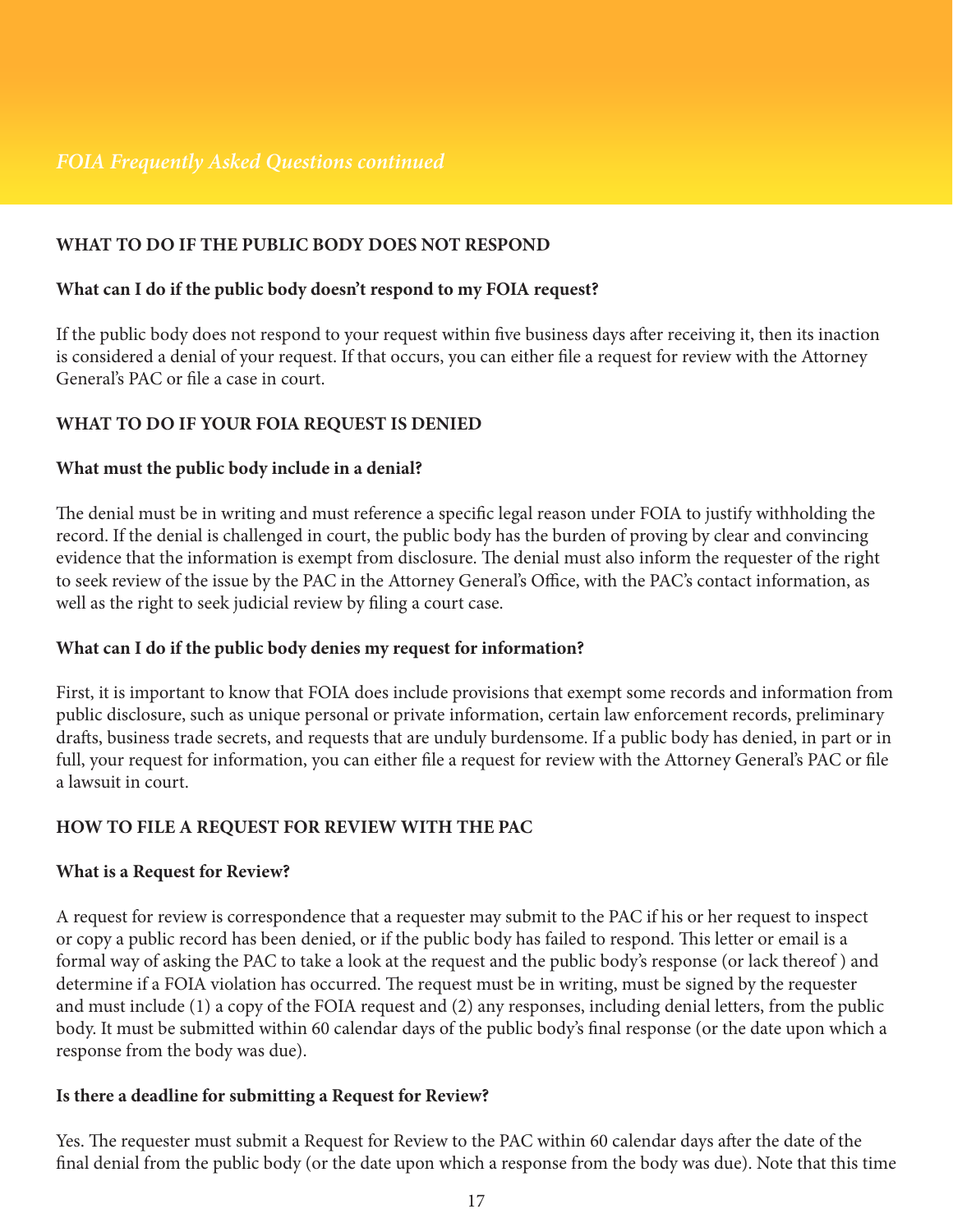*FOIA Frequently Asked Questions continued*

## WHAT TO DO IF THE PUBLIC BODY DOES NOT RESPOND

### What can I do if the public body doesn't respond to my FOIA request?

If the public body does not respond to your request within five business days after receiving it, then its inaction is considered a denial of your request. If that occurs, you can either file a request for review with the Attorney General's PAC or file a case in court.

## WHAT TO DO IF YOUR FOIA REQUEST IS DENIED

### What must the public body include in a denial?

The denial must be in writing and must reference a specific legal reason under FOIA to justify withholding the record. If the denial is challenged in court, the public body has the burden of proving by clear and convincing evidence that the information is exempt from disclosure. The denial must also inform the requester of the right to seek review of the issue by the PAC in the Attorney General's Office, with the PAC's contact information, as well as the right to seek judicial review by filing a court case.

### What can I do if the public body denies my request for information?

First, it is important to know that FOIA does include provisions that exempt some records and information from public disclosure, such as unique personal or private information, certain law enforcement records, preliminary drafts, business trade secrets, and requests that are unduly burdensome. If a public body has denied, in part or in full, your request for information, you can either file a request for review with the Attorney General's PAC or file a lawsuit in court.

## HOW TO FILE A REQUEST FOR REVIEW WITH THE PAC

### What is a Request for Review?

A request for review is correspondence that a requester may submit to the PAC if his or her request to inspect or copy a public record has been denied, or if the public body has failed to respond. This letter or email is a formal way of asking the PAC to take a look at the request and the public body's response (or lack thereof ) and determine if a FOIA violation has occurred. The request must be in writing, must be signed by the requester and must include (1) a copy of the FOIA request and (2) any responses, including denial letters, from the public body. It must be submitted within 60 calendar days of the public body's final response (or the date upon which a response from the body was due).

### Is there a deadline for submitting a Request for Review?

Yes. The requester must submit a Request for Review to the PAC within 60 calendar days after the date of the final denial from the public body (or the date upon which a response from the body was due). Note that this time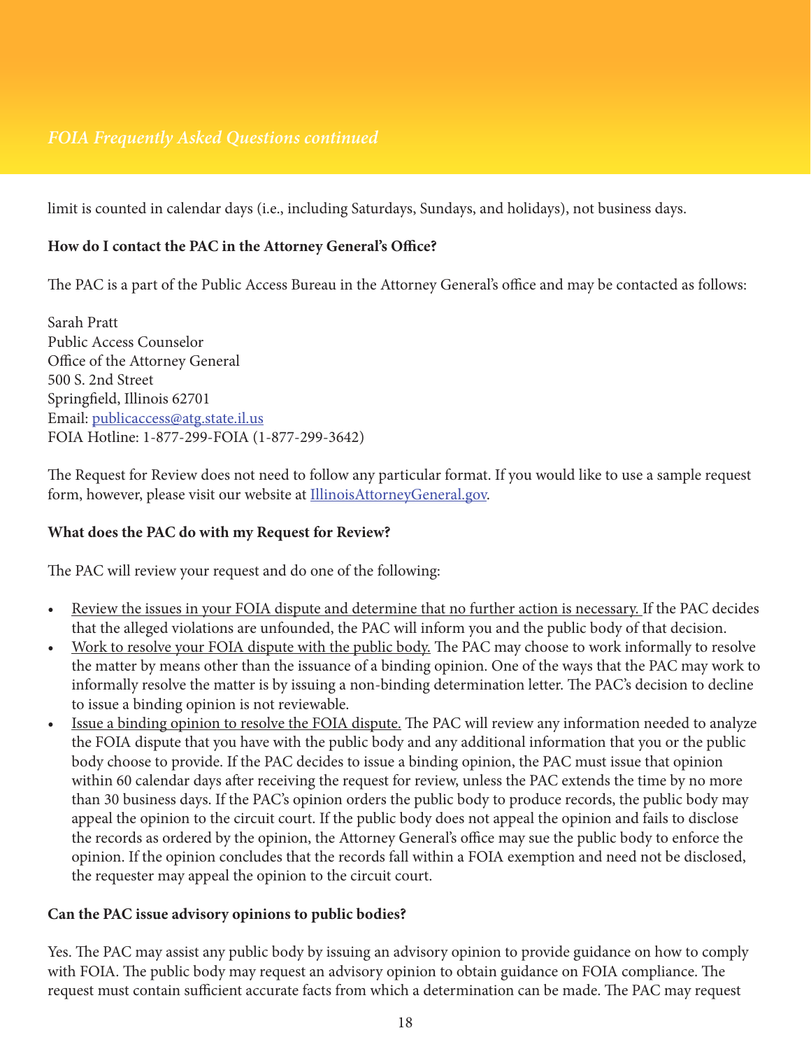limit is counted in calendar days (i.e., including Saturdays, Sundays, and holidays), not business days.

**How do I contact the PAC in the Attorney General's Office?**

The PAC is a part of the Public Access Bureau in the Attorney General's office and may be contacted as follows:

Sarah Pratt
Public Access Counselor
Office of the Attorney General
500 S. 2nd Street
Springfield, Illinois 62701
Email: publicaccess@atg.state.il.us
FOIA Hotline: 1-877-299-FOIA (1-877-299-3642)

The Request for Review does not need to follow any particular format. If you would like to use a sample request form, however, please visit our website at IllinoisAttorneyGeneral.gov.

**What does the PAC do with my Request for Review?**

The PAC will review your request and do one of the following:

- Review the issues in your FOIA dispute and determine that no further action is necessary. If the PAC decides that the alleged violations are unfounded, the PAC will inform you and the public body of that decision.
- Work to resolve your FOIA dispute with the public body. The PAC may choose to work informally to resolve the matter by means other than the issuance of a binding opinion. One of the ways that the PAC may work to informally resolve the matter is by issuing a non-binding determination letter. The PAC's decision to decline to issue a binding opinion is not reviewable.
- Issue a binding opinion to resolve the FOIA dispute. The PAC will review any information needed to analyze the FOIA dispute that you have with the public body and any additional information that you or the public body choose to provide. If the PAC decides to issue a binding opinion, the PAC must issue that opinion within 60 calendar days after receiving the request for review, unless the PAC extends the time by no more than 30 business days. If the PAC's opinion orders the public body to produce records, the public body may appeal the opinion to the circuit court. If the public body does not appeal the opinion and fails to disclose the records as ordered by the opinion, the Attorney General's office may sue the public body to enforce the opinion. If the opinion concludes that the records fall within a FOIA exemption and need not be disclosed, the requester may appeal the opinion to the circuit court.

**Can the PAC issue advisory opinions to public bodies?**

Yes. The PAC may assist any public body by issuing an advisory opinion to provide guidance on how to comply with FOIA. The public body may request an advisory opinion to obtain guidance on FOIA compliance. The request must contain sufficient accurate facts from which a determination can be made. The PAC may request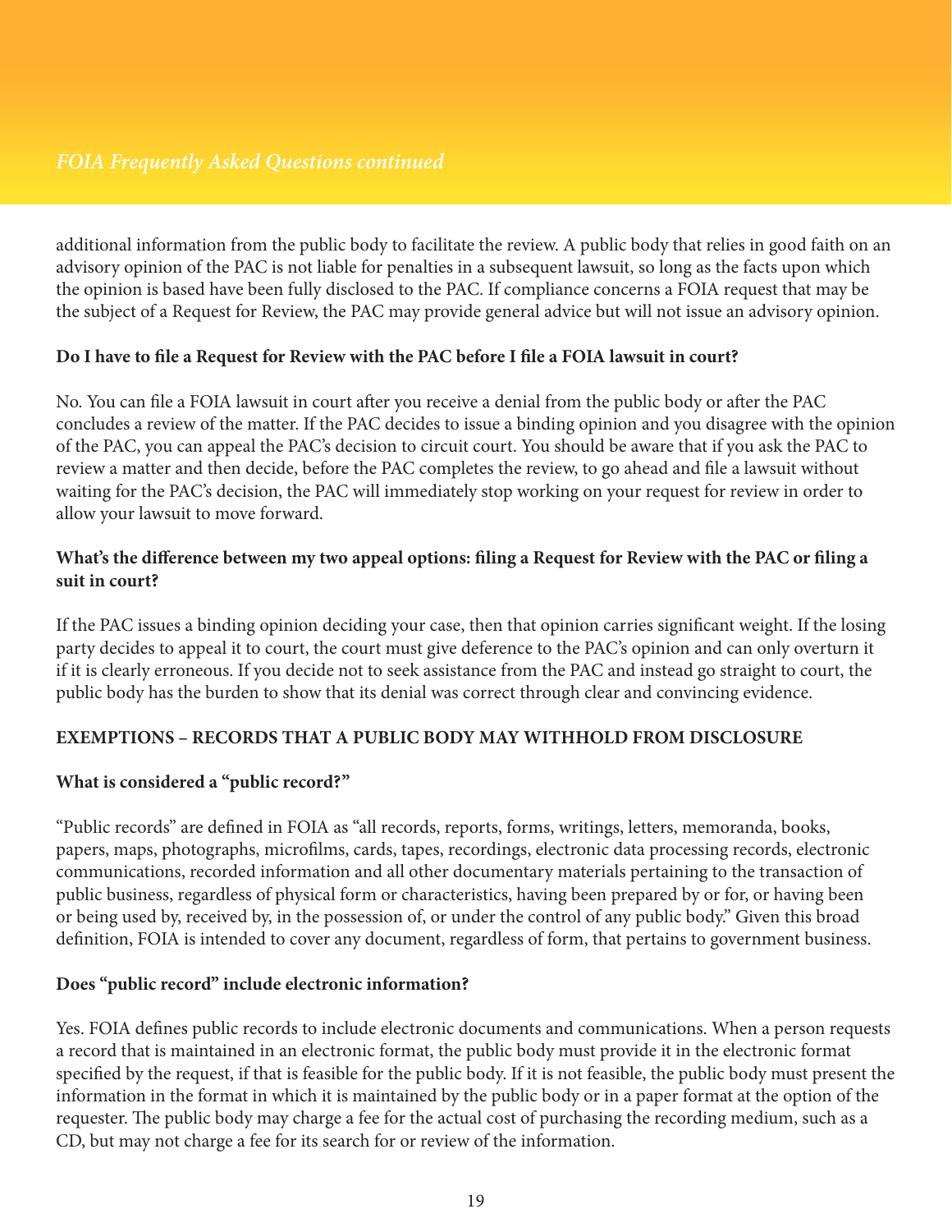additional information from the public body to facilitate the review. A public body that relies in good faith on an advisory opinion of the PAC is not liable for penalties in a subsequent lawsuit, so long as the facts upon which the opinion is based have been fully disclosed to the PAC. If compliance concerns a FOIA request that may be the subject of a Request for Review, the PAC may provide general advice but will not issue an advisory opinion.

**Do I have to file a Request for Review with the PAC before I file a FOIA lawsuit in court?**

No. You can file a FOIA lawsuit in court after you receive a denial from the public body or after the PAC concludes a review of the matter. If the PAC decides to issue a binding opinion and you disagree with the opinion of the PAC, you can appeal the PAC's decision to circuit court. You should be aware that if you ask the PAC to review a matter and then decide, before the PAC completes the review, to go ahead and file a lawsuit without waiting for the PAC's decision, the PAC will immediately stop working on your request for review in order to allow your lawsuit to move forward.

**What's the difference between my two appeal options: filing a Request for Review with the PAC or filing a suit in court?**

If the PAC issues a binding opinion deciding your case, then that opinion carries significant weight. If the losing party decides to appeal it to court, the court must give deference to the PAC's opinion and can only overturn it if it is clearly erroneous. If you decide not to seek assistance from the PAC and instead go straight to court, the public body has the burden to show that its denial was correct through clear and convincing evidence.

## EXEMPTIONS – RECORDS THAT A PUBLIC BODY MAY WITHHOLD FROM DISCLOSURE

**What is considered a "public record?"**

"Public records" are defined in FOIA as "all records, reports, forms, writings, letters, memoranda, books, papers, maps, photographs, microfilms, cards, tapes, recordings, electronic data processing records, electronic communications, recorded information and all other documentary materials pertaining to the transaction of public business, regardless of physical form or characteristics, having been prepared by or for, or having been or being used by, received by, in the possession of, or under the control of any public body." Given this broad definition, FOIA is intended to cover any document, regardless of form, that pertains to government business.

**Does "public record" include electronic information?**

Yes. FOIA defines public records to include electronic documents and communications. When a person requests a record that is maintained in an electronic format, the public body must provide it in the electronic format specified by the request, if that is feasible for the public body. If it is not feasible, the public body must present the information in the format in which it is maintained by the public body or in a paper format at the option of the requester. The public body may charge a fee for the actual cost of purchasing the recording medium, such as a CD, but may not charge a fee for its search for or review of the information.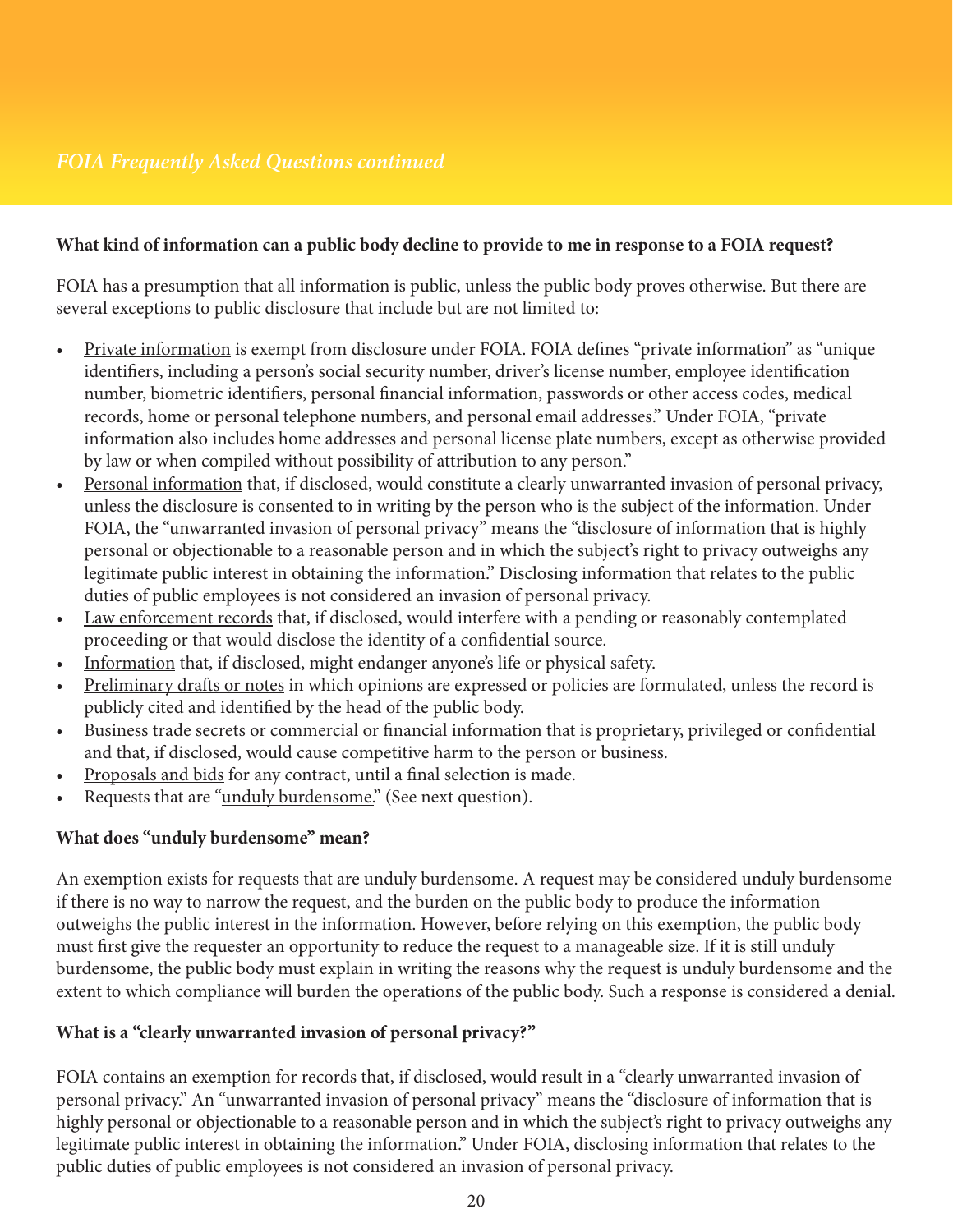*FOIA Frequently Asked Questions continued*

**What kind of information can a public body decline to provide to me in response to a FOIA request?**

FOIA has a presumption that all information is public, unless the public body proves otherwise. But there are several exceptions to public disclosure that include but are not limited to:

- Private information is exempt from disclosure under FOIA. FOIA defines "private information" as "unique identifiers, including a person's social security number, driver's license number, employee identification number, biometric identifiers, personal financial information, passwords or other access codes, medical records, home or personal telephone numbers, and personal email addresses." Under FOIA, "private information also includes home addresses and personal license plate numbers, except as otherwise provided by law or when compiled without possibility of attribution to any person."
- Personal information that, if disclosed, would constitute a clearly unwarranted invasion of personal privacy, unless the disclosure is consented to in writing by the person who is the subject of the information. Under FOIA, the "unwarranted invasion of personal privacy" means the "disclosure of information that is highly personal or objectionable to a reasonable person and in which the subject's right to privacy outweighs any legitimate public interest in obtaining the information." Disclosing information that relates to the public duties of public employees is not considered an invasion of personal privacy.
- Law enforcement records that, if disclosed, would interfere with a pending or reasonably contemplated proceeding or that would disclose the identity of a confidential source.
- Information that, if disclosed, might endanger anyone's life or physical safety.
- Preliminary drafts or notes in which opinions are expressed or policies are formulated, unless the record is publicly cited and identified by the head of the public body.
- Business trade secrets or commercial or financial information that is proprietary, privileged or confidential and that, if disclosed, would cause competitive harm to the person or business.
- Proposals and bids for any contract, until a final selection is made.
- Requests that are "unduly burdensome." (See next question).

**What does "unduly burdensome" mean?**

An exemption exists for requests that are unduly burdensome. A request may be considered unduly burdensome if there is no way to narrow the request, and the burden on the public body to produce the information outweighs the public interest in the information. However, before relying on this exemption, the public body must first give the requester an opportunity to reduce the request to a manageable size. If it is still unduly burdensome, the public body must explain in writing the reasons why the request is unduly burdensome and the extent to which compliance will burden the operations of the public body. Such a response is considered a denial.

**What is a "clearly unwarranted invasion of personal privacy?"**

FOIA contains an exemption for records that, if disclosed, would result in a "clearly unwarranted invasion of personal privacy." An "unwarranted invasion of personal privacy" means the "disclosure of information that is highly personal or objectionable to a reasonable person and in which the subject's right to privacy outweighs any legitimate public interest in obtaining the information." Under FOIA, disclosing information that relates to the public duties of public employees is not considered an invasion of personal privacy.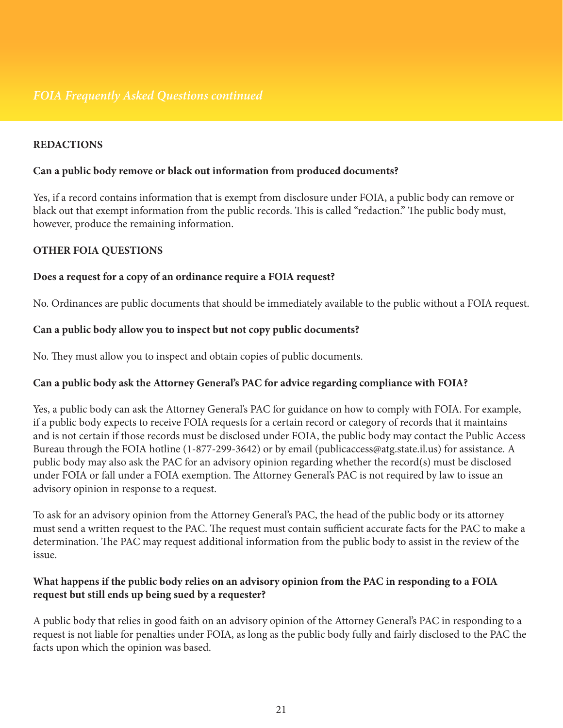*FOIA Frequently Asked Questions continued*

## REDACTIONS

**Can a public body remove or black out information from produced documents?**

Yes, if a record contains information that is exempt from disclosure under FOIA, a public body can remove or black out that exempt information from the public records. This is called "redaction." The public body must, however, produce the remaining information.

## OTHER FOIA QUESTIONS

**Does a request for a copy of an ordinance require a FOIA request?**

No. Ordinances are public documents that should be immediately available to the public without a FOIA request.

**Can a public body allow you to inspect but not copy public documents?**

No. They must allow you to inspect and obtain copies of public documents.

**Can a public body ask the Attorney General's PAC for advice regarding compliance with FOIA?**

Yes, a public body can ask the Attorney General's PAC for guidance on how to comply with FOIA. For example, if a public body expects to receive FOIA requests for a certain record or category of records that it maintains and is not certain if those records must be disclosed under FOIA, the public body may contact the Public Access Bureau through the FOIA hotline (1-877-299-3642) or by email (publicaccess@atg.state.il.us) for assistance. A public body may also ask the PAC for an advisory opinion regarding whether the record(s) must be disclosed under FOIA or fall under a FOIA exemption. The Attorney General's PAC is not required by law to issue an advisory opinion in response to a request.

To ask for an advisory opinion from the Attorney General's PAC, the head of the public body or its attorney must send a written request to the PAC. The request must contain sufficient accurate facts for the PAC to make a determination. The PAC may request additional information from the public body to assist in the review of the issue.

**What happens if the public body relies on an advisory opinion from the PAC in responding to a FOIA request but still ends up being sued by a requester?**

A public body that relies in good faith on an advisory opinion of the Attorney General's PAC in responding to a request is not liable for penalties under FOIA, as long as the public body fully and fairly disclosed to the PAC the facts upon which the opinion was based.